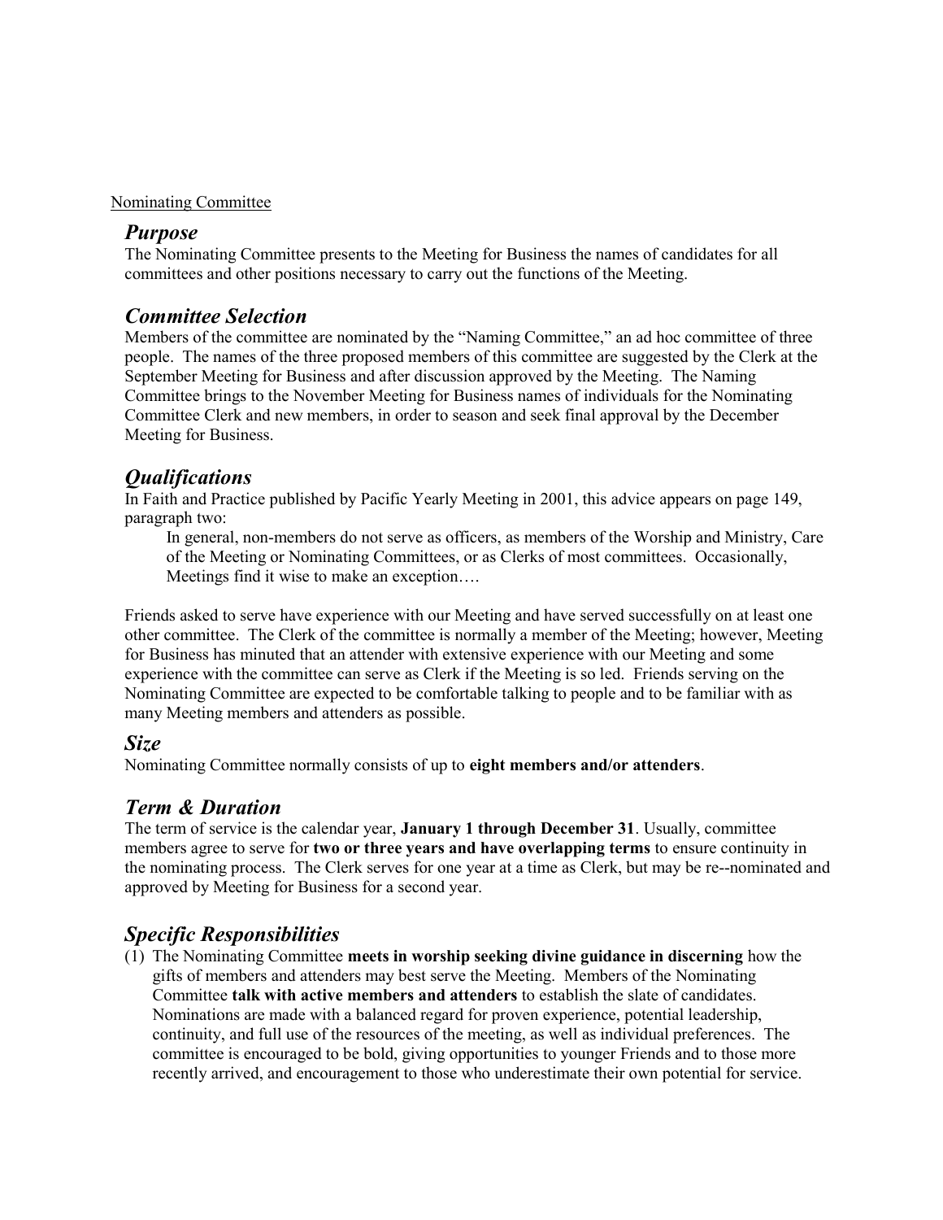Nominating Committee

## *Purpose*

The Nominating Committee presents to the Meeting for Business the names of candidates for all committees and other positions necessary to carry out the functions of the Meeting.

## *Committee Selection*

Members of the committee are nominated by the "Naming Committee," an ad hoc committee of three people. The names of the three proposed members of this committee are suggested by the Clerk at the September Meeting for Business and after discussion approved by the Meeting. The Naming Committee brings to the November Meeting for Business names of individuals for the Nominating Committee Clerk and new members, in order to season and seek final approval by the December Meeting for Business.

## *Qualifications*

In Faith and Practice published by Pacific Yearly Meeting in 2001, this advice appears on page 149, paragraph two:

> In general, non-members do not serve as officers, as members of the Worship and Ministry, Care of the Meeting or Nominating Committees, or as Clerks of most committees. Occasionally, Meetings find it wise to make an exception….

Friends asked to serve have experience with our Meeting and have served successfully on at least one other committee. The Clerk of the committee is normally a member of the Meeting; however, Meeting for Business has minuted that an attender with extensive experience with our Meeting and some experience with the committee can serve as Clerk if the Meeting is so led. Friends serving on the Nominating Committee are expected to be comfortable talking to people and to be familiar with as many Meeting members and attenders as possible.

## *Size*

Nominating Committee normally consists of up to **eight members and/or attenders**.

## *Term & Duration*

The term of service is the calendar year, **January 1 through December 31**. Usually, committee members agree to serve for **two or three years and have overlapping terms** to ensure continuity in the nominating process. The Clerk serves for one year at a time as Clerk, but may be re--nominated and approved by Meeting for Business for a second year.

## *Specific Responsibilities*

(1) The Nominating Committee **meets in worship seeking divine guidance in discerning** how the gifts of members and attenders may best serve the Meeting. Members of the Nominating Committee **talk with active members and attenders** to establish the slate of candidates. Nominations are made with a balanced regard for proven experience, potential leadership, continuity, and full use of the resources of the meeting, as well as individual preferences. The committee is encouraged to be bold, giving opportunities to younger Friends and to those more recently arrived, and encouragement to those who underestimate their own potential for service.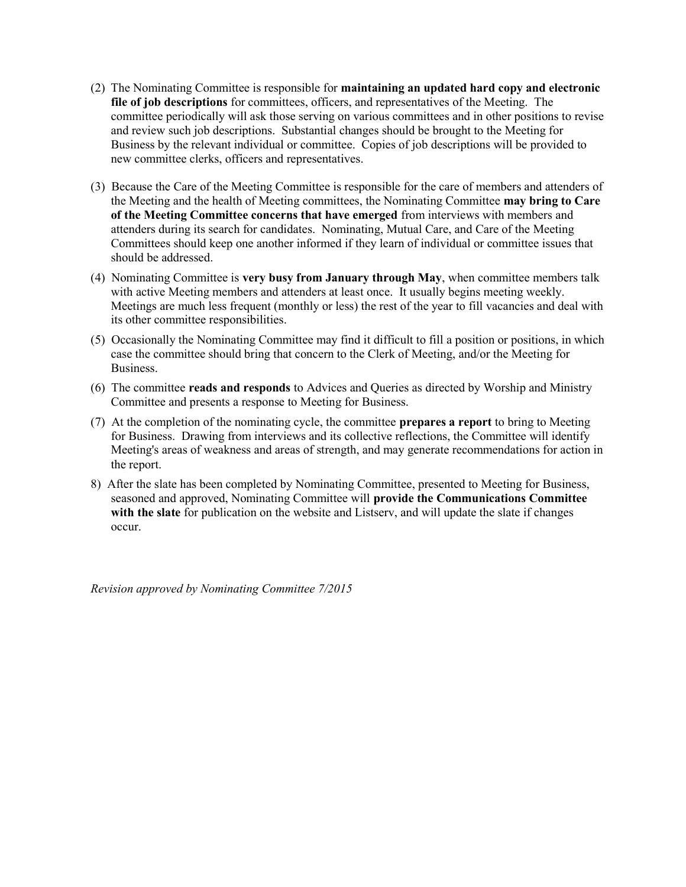(2) The Nominating Committee is responsible for **maintaining an updated hard copy and electronic file of job descriptions** for committees, officers, and representatives of the Meeting. The committee periodically will ask those serving on various committees and in other positions to revise and review such job descriptions. Substantial changes should be brought to the Meeting for Business by the relevant individual or committee. Copies of job descriptions will be provided to new committee clerks, officers and representatives.

(3) Because the Care of the Meeting Committee is responsible for the care of members and attenders of the Meeting and the health of Meeting committees, the Nominating Committee **may bring to Care of the Meeting Committee concerns that have emerged** from interviews with members and attenders during its search for candidates. Nominating, Mutual Care, and Care of the Meeting Committees should keep one another informed if they learn of individual or committee issues that should be addressed.

(4) Nominating Committee is **very busy from January through May**, when committee members talk with active Meeting members and attenders at least once. It usually begins meeting weekly. Meetings are much less frequent (monthly or less) the rest of the year to fill vacancies and deal with its other committee responsibilities.

(5) Occasionally the Nominating Committee may find it difficult to fill a position or positions, in which case the committee should bring that concern to the Clerk of Meeting, and/or the Meeting for Business.

(6) The committee **reads and responds** to Advices and Queries as directed by Worship and Ministry Committee and presents a response to Meeting for Business.

(7) At the completion of the nominating cycle, the committee **prepares a report** to bring to Meeting for Business. Drawing from interviews and its collective reflections, the Committee will identify Meeting's areas of weakness and areas of strength, and may generate recommendations for action in the report.

8) After the slate has been completed by Nominating Committee, presented to Meeting for Business, seasoned and approved, Nominating Committee will **provide the Communications Committee with the slate** for publication on the website and Listserv, and will update the slate if changes occur.

*Revision approved by Nominating Committee 7/2015*